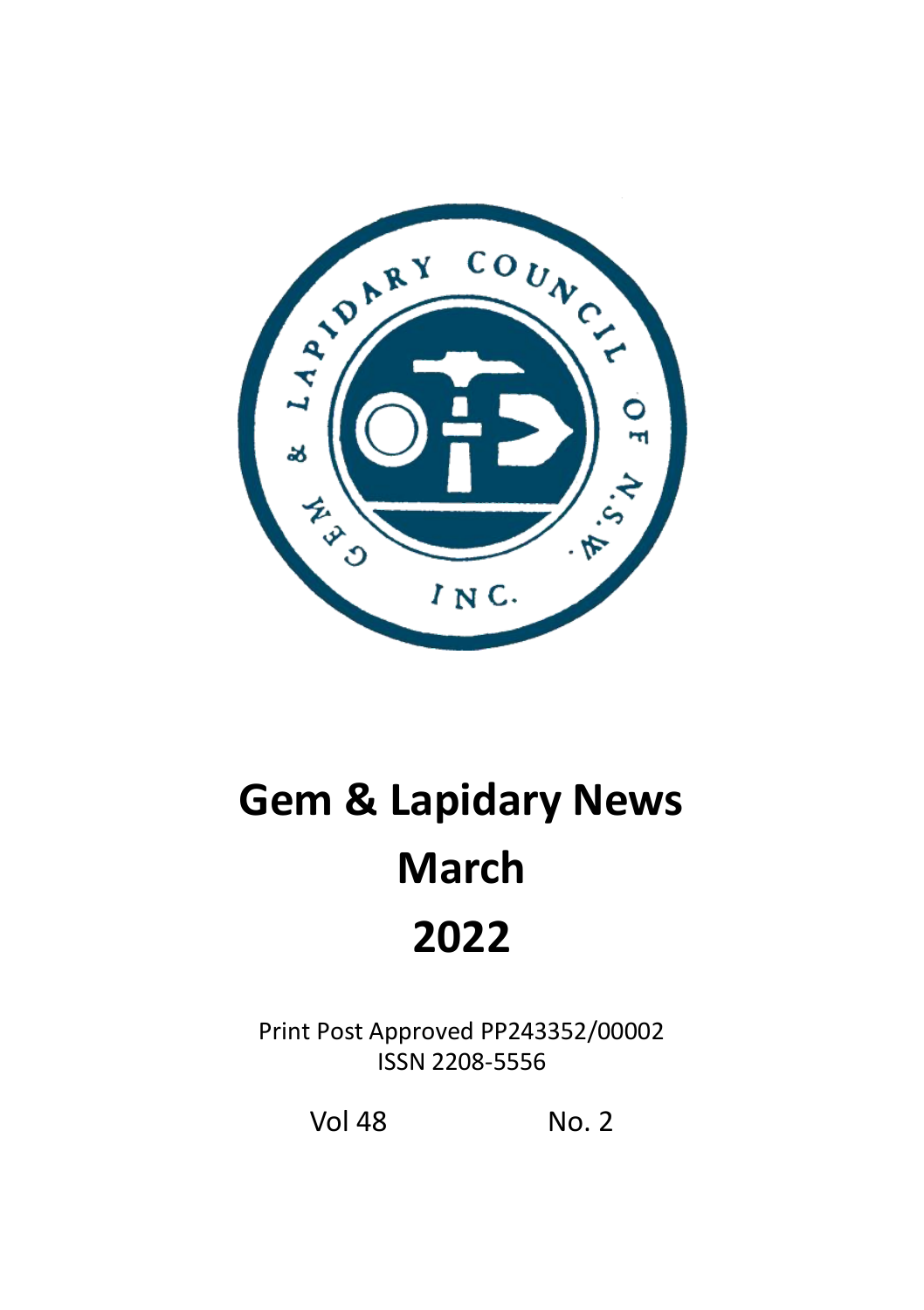# Gem & Lapidary News

# March

# 2022

Print Post Approved PP243352/00002

ISSN 2208-5556

Vol 48 No. 2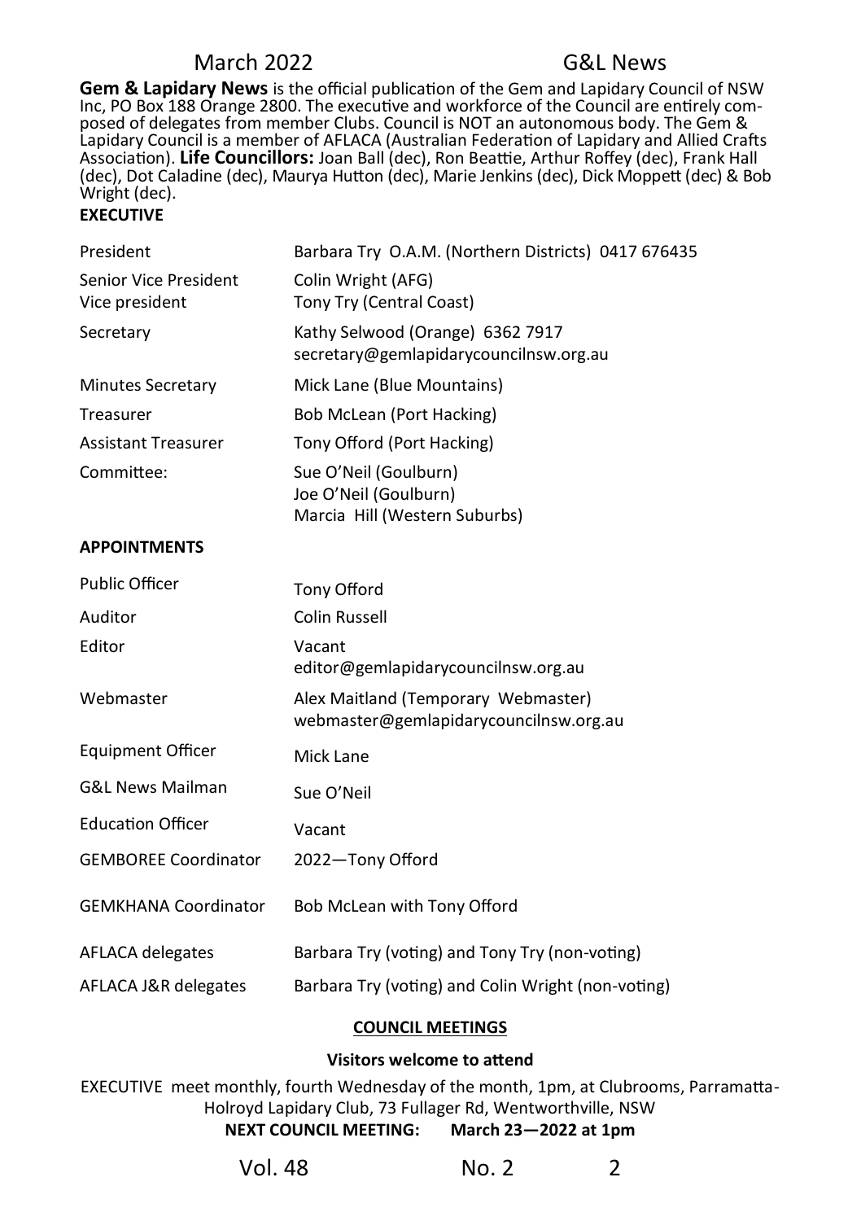**Gem & Lapidary News** is the official publication of the Gem and Lapidary Council of NSW Inc, PO Box 188 Orange 2800. The executive and workforce of the Council are entirely composed of delegates from member Clubs. Council is NOT an autonomous body. The Gem & Lapidary Council is a member of AFLACA (Australian Federation of Lapidary and Allied Crafts Association). **Life Councillors:** Joan Ball (dec), Ron Beattie, Arthur Roffey (dec), Frank Hall (dec), Dot Caladine (dec), Maurya Hutton (dec), Marie Jenkins (dec), Dick Moppett (dec) & Bob Wright (dec).

**EXECUTIVE**

| | |
|---|---|
| President | Barbara Try O.A.M. (Northern Districts) 0417 676435 |
| Senior Vice President | Colin Wright (AFG) |
| Vice president | Tony Try (Central Coast) |
| Secretary | Kathy Selwood (Orange) 6362 7917<br>secretary@gemlapidarycouncilnsw.org.au |
| Minutes Secretary | Mick Lane (Blue Mountains) |
| Treasurer | Bob McLean (Port Hacking) |
| Assistant Treasurer | Tony Offord (Port Hacking) |
| Committee: | Sue O'Neil (Goulburn)<br>Joe O'Neil (Goulburn)<br>Marcia Hill (Western Suburbs) |

**APPOINTMENTS**

| | |
|---|---|
| Public Officer | Tony Offord |
| Auditor | Colin Russell |
| Editor | Vacant<br>editor@gemlapidarycouncilnsw.org.au |
| Webmaster | Alex Maitland (Temporary Webmaster)<br>webmaster@gemlapidarycouncilnsw.org.au |
| Equipment Officer | Mick Lane |
| G&L News Mailman | Sue O'Neil |
| Education Officer | Vacant |
| GEMBOREE Coordinator | 2022—Tony Offord |
| GEMKHANA Coordinator | Bob McLean with Tony Offord |
| AFLACA delegates | Barbara Try (voting) and Tony Try (non-voting) |
| AFLACA J&R delegates | Barbara Try (voting) and Colin Wright (non-voting) |

**COUNCIL MEETINGS**

**Visitors welcome to attend**

EXECUTIVE meet monthly, fourth Wednesday of the month, 1pm, at Clubrooms, Parramatta-Holroyd Lapidary Club, 73 Fullager Rd, Wentworthville, NSW

**NEXT COUNCIL MEETING: March 23—2022 at 1pm**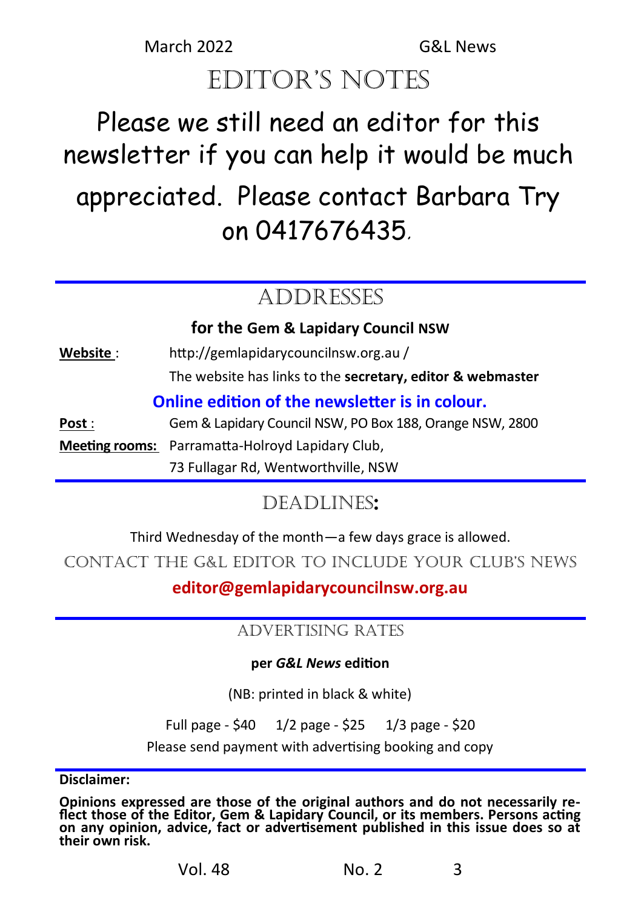# Editor's Notes

Please we still need an editor for this newsletter if you can help it would be much appreciated. Please contact Barbara Try on 0417676435.

## Addresses

**for the Gem & Lapidary Council NSW**

**Website** : http://gemlapidarycouncilnsw.org.au /

The website has links to the **secretary, editor & webmaster**

**Online edition of the newsletter is in colour.**

**Post** : Gem & Lapidary Council NSW, PO Box 188, Orange NSW, 2800

**Meeting rooms:** Parramatta-Holroyd Lapidary Club, 73 Fullagar Rd, Wentworthville, NSW

## Deadlines:

Third Wednesday of the month—a few days grace is allowed.

Contact the G&L Editor to include your club's news

**editor@gemlapidarycouncilnsw.org.au**

## Advertising Rates

**per *G&L News* edition**

(NB: printed in black & white)

Full page - $40 1/2 page - $25 1/3 page - $20

Please send payment with advertising booking and copy

**Disclaimer:**

**Opinions expressed are those of the original authors and do not necessarily reflect those of the Editor, Gem & Lapidary Council, or its members. Persons acting on any opinion, advice, fact or advertisement published in this issue does so at their own risk.**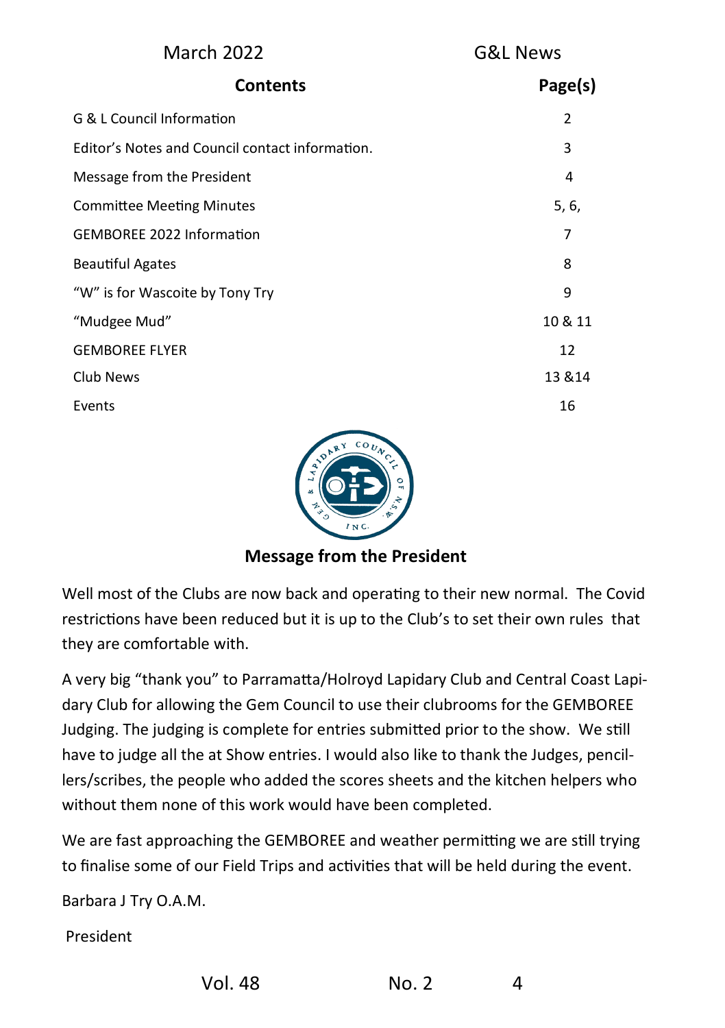## Contents

| Contents | Page(s) |
|---|---|
| G & L Council Information | 2 |
| Editor's Notes and Council contact information. | 3 |
| Message from the President | 4 |
| Committee Meeting Minutes | 5, 6, |
| GEMBOREE 2022 Information | 7 |
| Beautiful Agates | 8 |
| "W" is for Wascoite by Tony Try | 9 |
| "Mudgee Mud" | 10 & 11 |
| GEMBOREE FLYER | 12 |
| Club News | 13 &14 |
| Events | 16 |

## Message from the President

Well most of the Clubs are now back and operating to their new normal. The Covid restrictions have been reduced but it is up to the Club's to set their own rules that they are comfortable with.

A very big "thank you" to Parramatta/Holroyd Lapidary Club and Central Coast Lapidary Club for allowing the Gem Council to use their clubrooms for the GEMBOREE Judging. The judging is complete for entries submitted prior to the show. We still have to judge all the at Show entries. I would also like to thank the Judges, pencillers/scribes, the people who added the scores sheets and the kitchen helpers who without them none of this work would have been completed.

We are fast approaching the GEMBOREE and weather permitting we are still trying to finalise some of our Field Trips and activities that will be held during the event.

Barbara J Try O.A.M.

President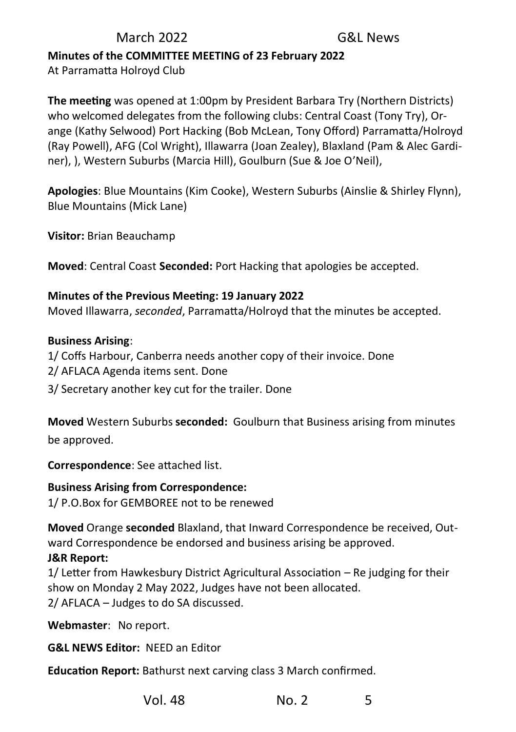**Minutes of the COMMITTEE MEETING of 23 February 2022**

At Parramatta Holroyd Club

**The meeting** was opened at 1:00pm by President Barbara Try (Northern Districts) who welcomed delegates from the following clubs: Central Coast (Tony Try), Orange (Kathy Selwood) Port Hacking (Bob McLean, Tony Offord) Parramatta/Holroyd (Ray Powell), AFG (Col Wright), Illawarra (Joan Zealey), Blaxland (Pam & Alec Gardiner), ), Western Suburbs (Marcia Hill), Goulburn (Sue & Joe O'Neil),

**Apologies**: Blue Mountains (Kim Cooke), Western Suburbs (Ainslie & Shirley Flynn), Blue Mountains (Mick Lane)

**Visitor:** Brian Beauchamp

**Moved**: Central Coast **Seconded:** Port Hacking that apologies be accepted.

**Minutes of the Previous Meeting: 19 January 2022**

Moved Illawarra, *seconded*, Parramatta/Holroyd that the minutes be accepted.

**Business Arising**:

1/ Coffs Harbour, Canberra needs another copy of their invoice. Done

2/ AFLACA Agenda items sent. Done

3/ Secretary another key cut for the trailer. Done

**Moved** Western Suburbs **seconded:** Goulburn that Business arising from minutes be approved.

**Correspondence**: See attached list.

**Business Arising from Correspondence:**

1/ P.O.Box for GEMBOREE not to be renewed

**Moved** Orange **seconded** Blaxland, that Inward Correspondence be received, Outward Correspondence be endorsed and business arising be approved.

**J&R Report:**

1/ Letter from Hawkesbury District Agricultural Association – Re judging for their show on Monday 2 May 2022, Judges have not been allocated.

2/ AFLACA – Judges to do SA discussed.

**Webmaster**: No report.

**G&L NEWS Editor:** NEED an Editor

**Education Report:** Bathurst next carving class 3 March confirmed.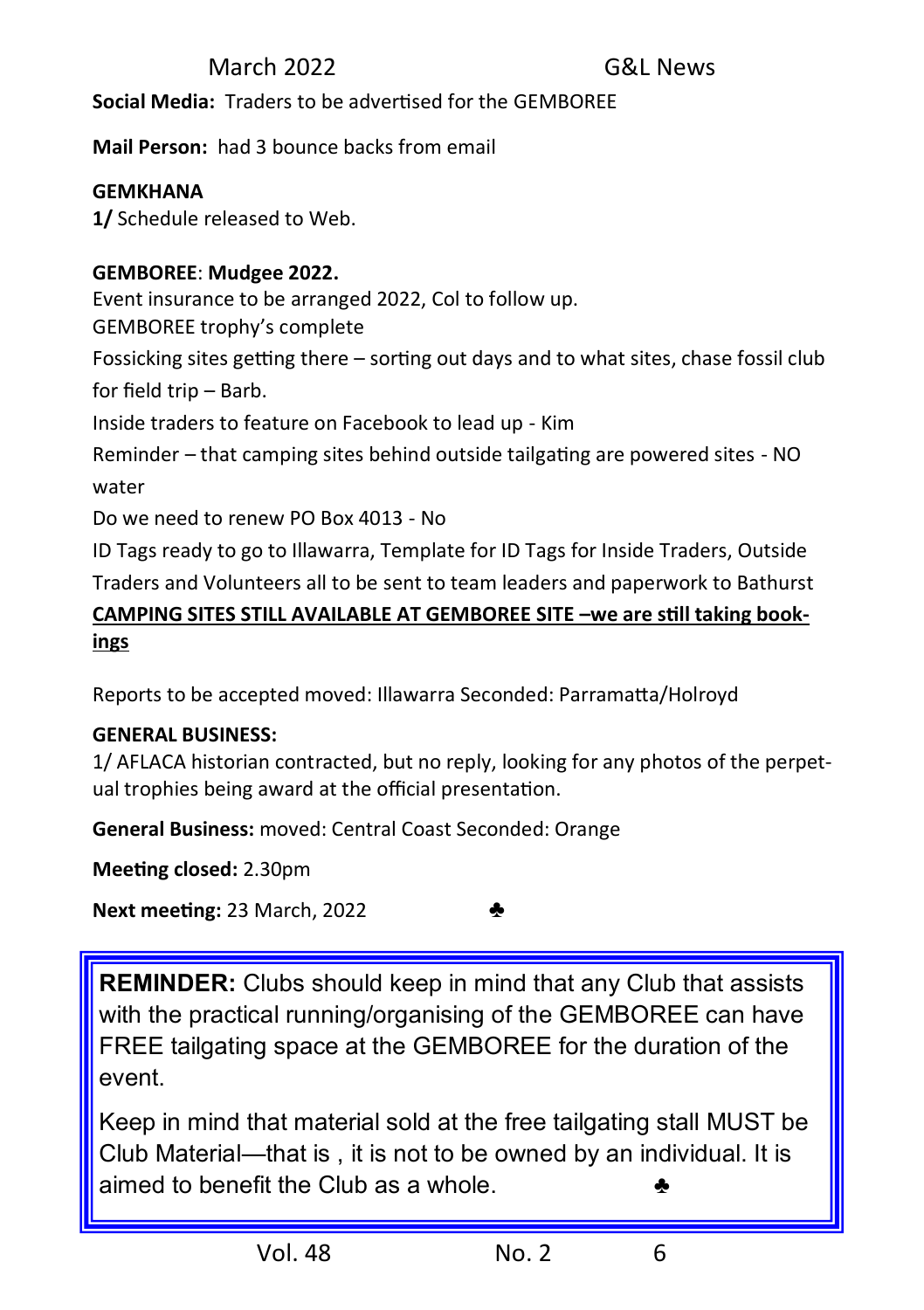**Social Media:** Traders to be advertised for the GEMBOREE

**Mail Person:** had 3 bounce backs from email

**GEMKHANA**

**1/** Schedule released to Web.

**GEMBOREE**: **Mudgee 2022.**

Event insurance to be arranged 2022, Col to follow up.

GEMBOREE trophy's complete

Fossicking sites getting there – sorting out days and to what sites, chase fossil club for field trip – Barb.

Inside traders to feature on Facebook to lead up - Kim

Reminder – that camping sites behind outside tailgating are powered sites - NO water

Do we need to renew PO Box 4013 - No

ID Tags ready to go to Illawarra, Template for ID Tags for Inside Traders, Outside Traders and Volunteers all to be sent to team leaders and paperwork to Bathurst

**CAMPING SITES STILL AVAILABLE AT GEMBOREE SITE –we are still taking bookings**

Reports to be accepted moved: Illawarra Seconded: Parramatta/Holroyd

**GENERAL BUSINESS:**

1/ AFLACA historian contracted, but no reply, looking for any photos of the perpetual trophies being award at the official presentation.

**General Business:** moved: Central Coast Seconded: Orange

**Meeting closed:** 2.30pm

**Next meeting:** 23 March, 2022 ♣

**REMINDER:** Clubs should keep in mind that any Club that assists with the practical running/organising of the GEMBOREE can have FREE tailgating space at the GEMBOREE for the duration of the event.

Keep in mind that material sold at the free tailgating stall MUST be Club Material—that is , it is not to be owned by an individual. It is aimed to benefit the Club as a whole. ♣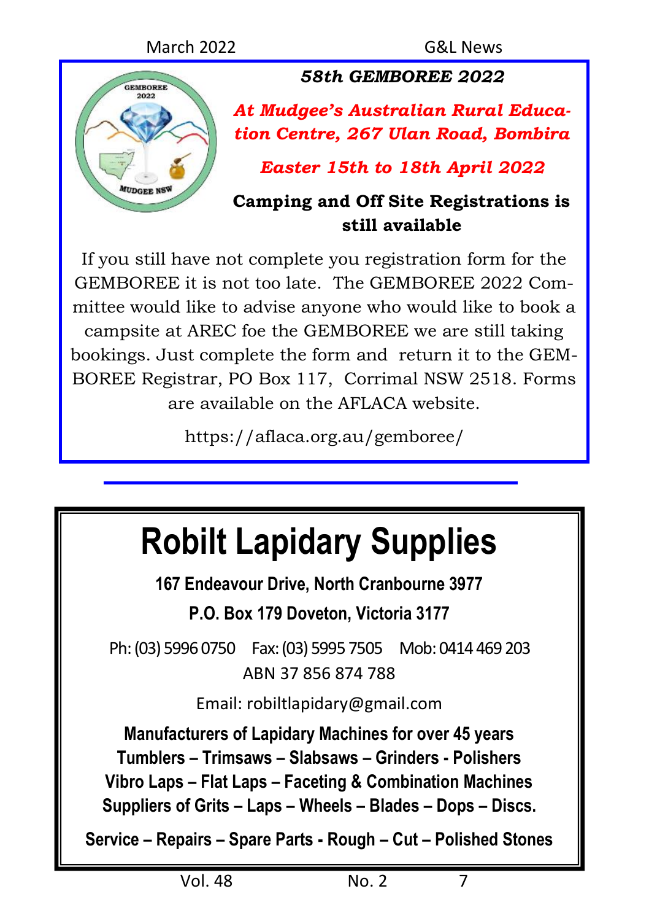## *58th GEMBOREE 2022*

***At Mudgee's Australian Rural Education Centre, 267 Ulan Road, Bombira***

***Easter 15th to 18th April 2022***

**Camping and Off Site Registrations is still available**

If you still have not complete you registration form for the GEMBOREE it is not too late. The GEMBOREE 2022 Committee would like to advise anyone who would like to book a campsite at AREC foe the GEMBOREE we are still taking bookings. Just complete the form and return it to the GEMBOREE Registrar, PO Box 117, Corrimal NSW 2518. Forms are available on the AFLACA website.

https://aflaca.org.au/gemboree/

---

# Robilt Lapidary Supplies

**167 Endeavour Drive, North Cranbourne 3977**

**P.O. Box 179 Doveton, Victoria 3177**

Ph: (03) 5996 0750 Fax: (03) 5995 7505 Mob: 0414 469 203

ABN 37 856 874 788

Email: robiltlapidary@gmail.com

**Manufacturers of Lapidary Machines for over 45 years**
**Tumblers – Trimsaws – Slabsaws – Grinders - Polishers**
**Vibro Laps – Flat Laps – Faceting & Combination Machines**
**Suppliers of Grits – Laps – Wheels – Blades – Dops – Discs.**

**Service – Repairs – Spare Parts - Rough – Cut – Polished Stones**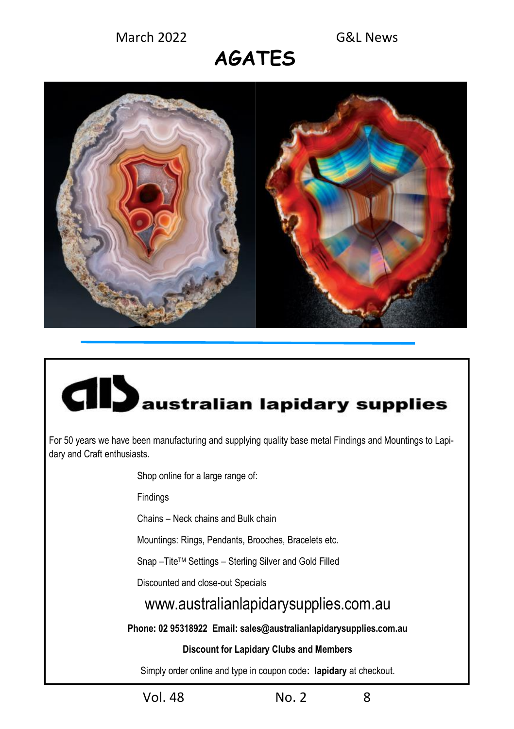# AGATES

## australian lapidary supplies

For 50 years we have been manufacturing and supplying quality base metal Findings and Mountings to Lapidary and Craft enthusiasts.

Shop online for a large range of:

Findings

Chains – Neck chains and Bulk chain

Mountings: Rings, Pendants, Brooches, Bracelets etc.

Snap –Tite™ Settings – Sterling Silver and Gold Filled

Discounted and close-out Specials

www.australianlapidarysupplies.com.au

**Phone: 02 95318922 Email: sales@australianlapidarysupplies.com.au**

**Discount for Lapidary Clubs and Members**

Simply order online and type in coupon code**: lapidary** at checkout.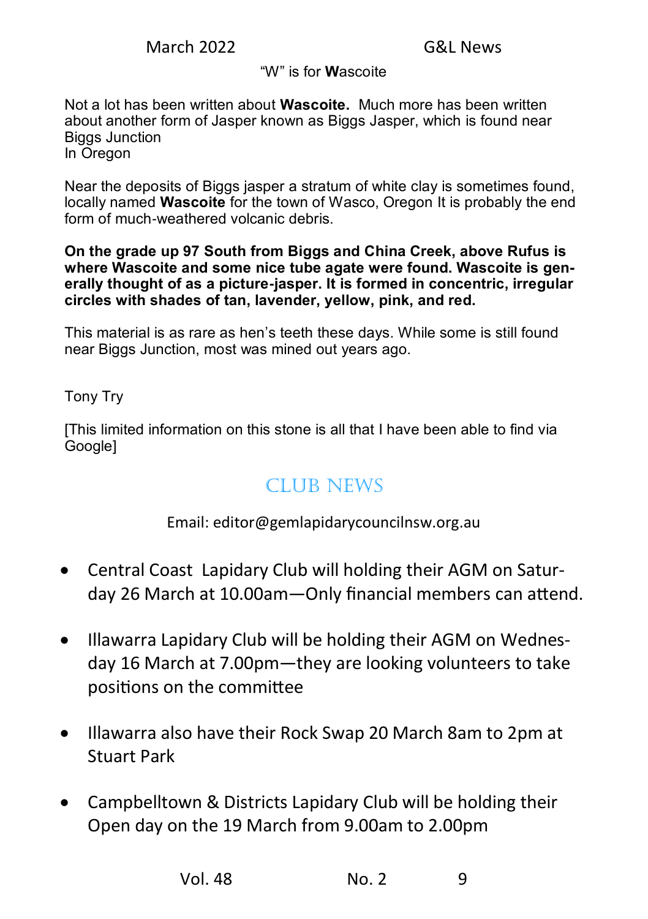## "W" is for **W**ascoite

Not a lot has been written about **Wascoite.** Much more has been written about another form of Jasper known as Biggs Jasper, which is found near Biggs Junction
In Oregon

Near the deposits of Biggs jasper a stratum of white clay is sometimes found, locally named **Wascoite** for the town of Wasco, Oregon It is probably the end form of much-weathered volcanic debris.

**On the grade up 97 South from Biggs and China Creek, above Rufus is where Wascoite and some nice tube agate were found. Wascoite is generally thought of as a picture-jasper. It is formed in concentric, irregular circles with shades of tan, lavender, yellow, pink, and red.**

This material is as rare as hen's teeth these days. While some is still found near Biggs Junction, most was mined out years ago.

Tony Try

[This limited information on this stone is all that I have been able to find via Google]

## Club News

Email: editor@gemlapidarycouncilnsw.org.au

- Central Coast Lapidary Club will holding their AGM on Saturday 26 March at 10.00am—Only financial members can attend.
- Illawarra Lapidary Club will be holding their AGM on Wednesday 16 March at 7.00pm—they are looking volunteers to take positions on the committee
- Illawarra also have their Rock Swap 20 March 8am to 2pm at Stuart Park
- Campbelltown & Districts Lapidary Club will be holding their Open day on the 19 March from 9.00am to 2.00pm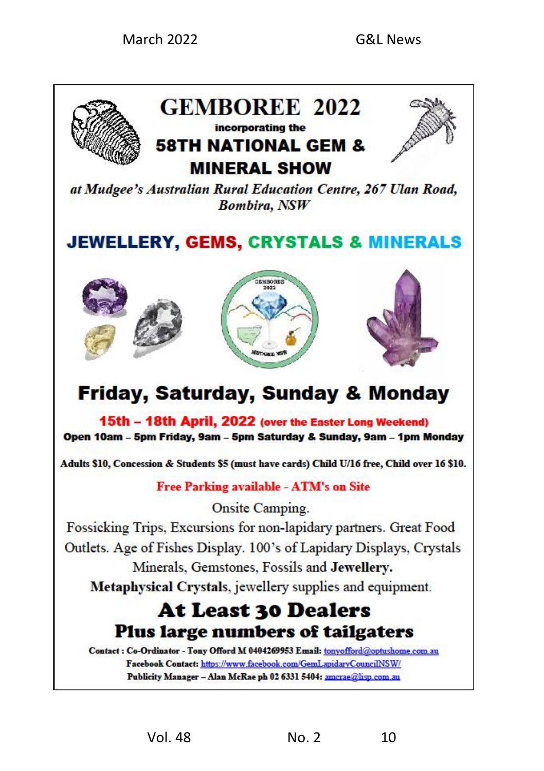# GEMBOREE 2022

**incorporating the**

## 58TH NATIONAL GEM & MINERAL SHOW

***at Mudgee's Australian Rural Education Centre, 267 Ulan Road, Bombira, NSW***

## JEWELLERY, GEMS, CRYSTALS & MINERALS

## Friday, Saturday, Sunday & Monday

**15th – 18th April, 2022 (over the Easter Long Weekend)**

**Open 10am – 5pm Friday, 9am – 5pm Saturday & Sunday, 9am – 1pm Monday**

**Adults $10, Concession & Students $5 (must have cards) Child U/16 free, Child over 16 $10.**

**Free Parking available - ATM's on Site**

Onsite Camping.

Fossicking Trips, Excursions for non-lapidary partners. Great Food Outlets. Age of Fishes Display. 100's of Lapidary Displays, Crystals Minerals, Gemstones, Fossils and **Jewellery.**

**Metaphysical Crystals**, jewellery supplies and equipment.

## At Least 30 Dealers

### Plus large numbers of tailgaters

**Contact : Co-Ordinator - Tony Offord M 0404269953 Email:** tonyofford@optushome.com.au

**Facebook Contact:** https://www.facebook.com/GemLapidaryCouncilNSW/

**Publicity Manager – Alan McRae ph 02 6331 5404:** amcrae@lisp.com.au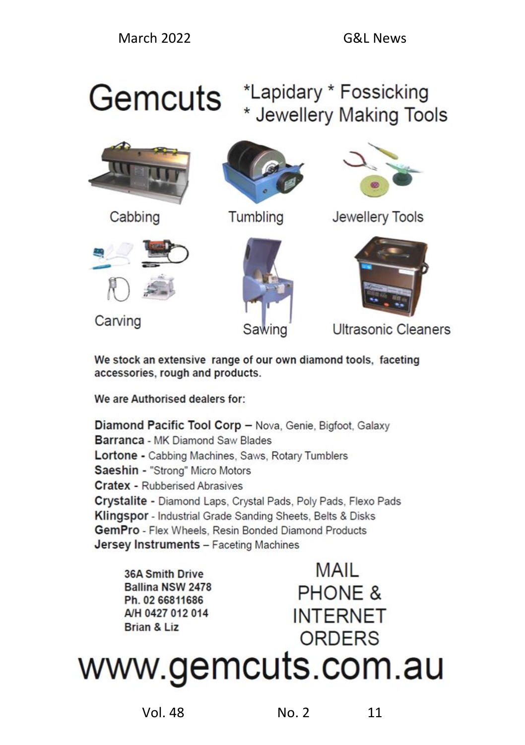# Gemcuts

*Lapidary * Fossicking * Jewellery Making Tools

Cabbing

Tumbling

Jewellery Tools

Carving

Sawing

Ultrasonic Cleaners

**We stock an extensive range of our own diamond tools, faceting accessories, rough and products.**

**We are Authorised dealers for:**

**Diamond Pacific Tool Corp** – Nova, Genie, Bigfoot, Galaxy
**Barranca** - MK Diamond Saw Blades
**Lortone** - Cabbing Machines, Saws, Rotary Tumblers
**Saeshin** - "Strong" Micro Motors
**Cratex** - Rubberised Abrasives
**Crystalite** - Diamond Laps, Crystal Pads, Poly Pads, Flexo Pads
**Klingspor** - Industrial Grade Sanding Sheets, Belts & Disks
**GemPro** - Flex Wheels, Resin Bonded Diamond Products
**Jersey Instruments** – Faceting Machines

**36A Smith Drive**
**Ballina NSW 2478**
**Ph. 02 66811686**
**A/H 0427 012 014**
**Brian & Liz**

MAIL
PHONE &
INTERNET
ORDERS

# www.gemcuts.com.au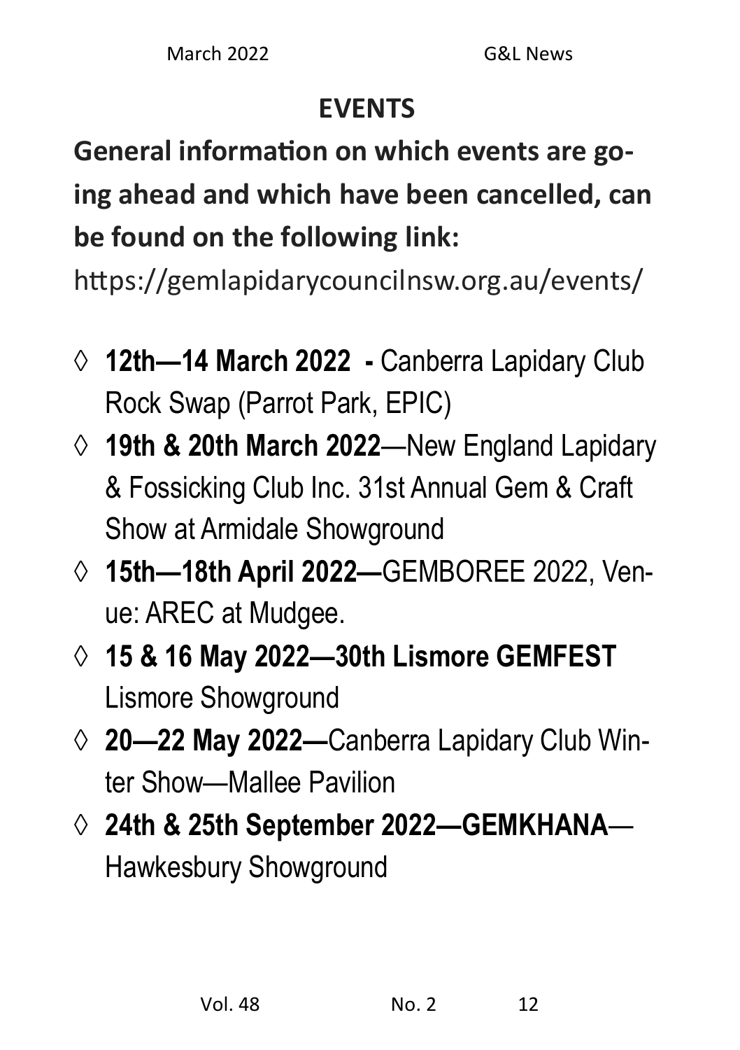## EVENTS

**General information on which events are going ahead and which have been cancelled, can be found on the following link:**

https://gemlapidarycouncilnsw.org.au/events/

- ◊ **12th—14 March 2022 -** Canberra Lapidary Club Rock Swap (Parrot Park, EPIC)
- ◊ **19th & 20th March 2022**—New England Lapidary & Fossicking Club Inc. 31st Annual Gem & Craft Show at Armidale Showground
- ◊ **15th—18th April 2022—**GEMBOREE 2022, Venue: AREC at Mudgee.
- ◊ **15 & 16 May 2022—30th Lismore GEMFEST** Lismore Showground
- ◊ **20—22 May 2022—**Canberra Lapidary Club Winter Show—Mallee Pavilion
- ◊ **24th & 25th September 2022—GEMKHANA**—Hawkesbury Showground